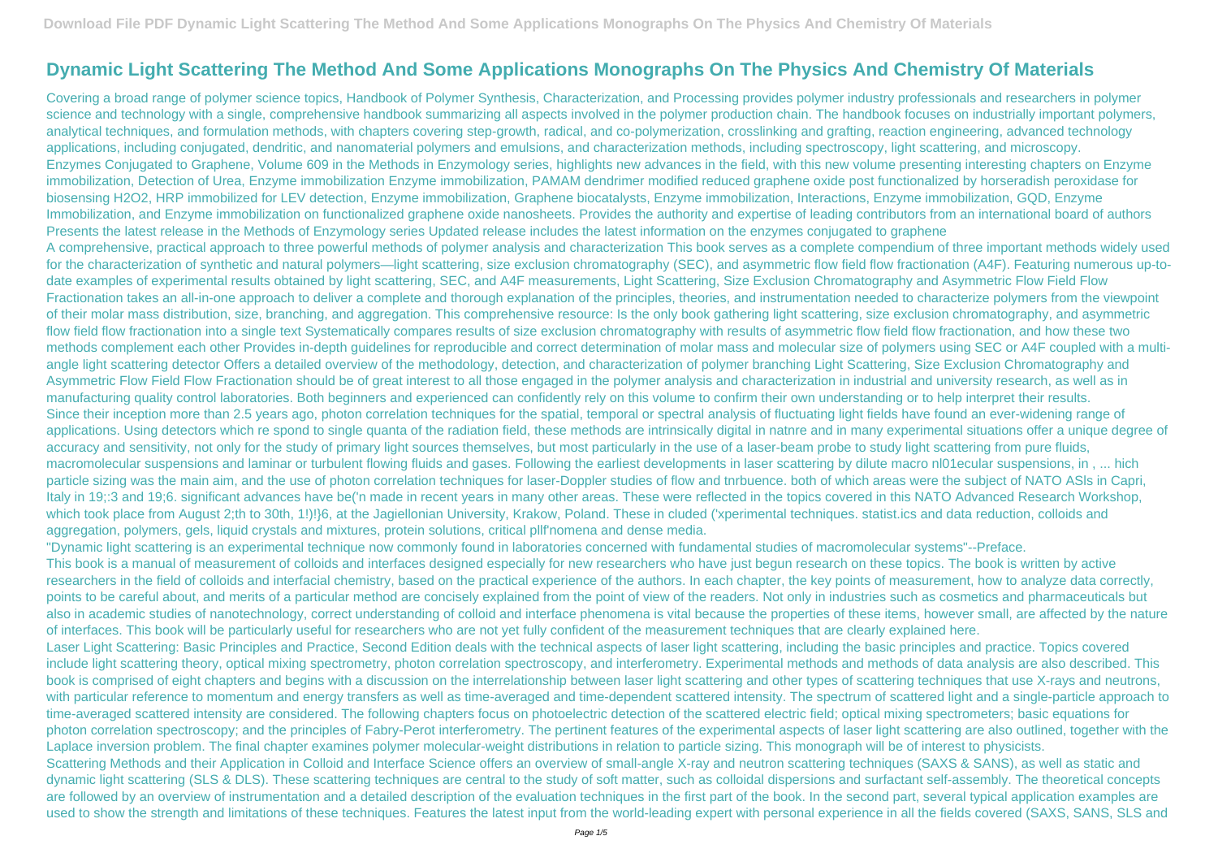# Dynamic Light Scattering The Method And Some Applications Monographs On The Physics And Chemistry Of Materials

Covering a broad range of polymer science topics, Handbook of Polymer Synthesis, Characterization, and Processing provides polymer industry professionals and researchers in polymer science and technology with a single, comprehensive handbook summarizing all aspects involved in the polymer production chain. The handbook focuses on industrially important polymers, analytical techniques, and formulation methods, with chapters covering step-growth, radical, and co-polymerization, crosslinking and grafting, reaction engineering, advanced technology applications, including conjugated, dendritic, and nanomaterial polymers and emulsions, and characterization methods, including spectroscopy, light scattering, and microscopy.

Enzymes Conjugated to Graphene, Volume 609 in the Methods in Enzymology series, highlights new advances in the field, with this new volume presenting interesting chapters on Enzyme immobilization, Detection of Urea, Enzyme immobilization Enzyme immobilization, PAMAM dendrimer modified reduced graphene oxide post functionalized by horseradish peroxidase for biosensing H2O2, HRP immobilized for LEV detection, Enzyme immobilization, Graphene biocatalysts, Enzyme immobilization, Interactions, Enzyme immobilization, GQD, Enzyme Immobilization, and Enzyme immobilization on functionalized graphene oxide nanosheets. Provides the authority and expertise of leading contributors from an international board of authors Presents the latest release in the Methods of Enzymology series Updated release includes the latest information on the enzymes conjugated to graphene

A comprehensive, practical approach to three powerful methods of polymer analysis and characterization This book serves as a complete compendium of three important methods widely used for the characterization of synthetic and natural polymers—light scattering, size exclusion chromatography (SEC), and asymmetric flow field flow fractionation (A4F). Featuring numerous up-to-date examples of experimental results obtained by light scattering, SEC, and A4F measurements, Light Scattering, Size Exclusion Chromatography and Asymmetric Flow Field Flow Fractionation takes an all-in-one approach to deliver a complete and thorough explanation of the principles, theories, and instrumentation needed to characterize polymers from the viewpoint of their molar mass distribution, size, branching, and aggregation. This comprehensive resource: Is the only book gathering light scattering, size exclusion chromatography, and asymmetric flow field flow fractionation into a single text Systematically compares results of size exclusion chromatography with results of asymmetric flow field flow fractionation, and how these two methods complement each other Provides in-depth guidelines for reproducible and correct determination of molar mass and molecular size of polymers using SEC or A4F coupled with a multi-angle light scattering detector Offers a detailed overview of the methodology, detection, and characterization of polymer branching Light Scattering, Size Exclusion Chromatography and Asymmetric Flow Field Flow Fractionation should be of great interest to all those engaged in the polymer analysis and characterization in industrial and university research, as well as in manufacturing quality control laboratories. Both beginners and experienced can confidently rely on this volume to confirm their own understanding or to help interpret their results.

Since their inception more than 2.5 years ago, photon correlation techniques for the spatial, temporal or spectral analysis of fluctuating light fields have found an ever-widening range of applications. Using detectors which re spond to single quanta of the radiation field, these methods are intrinsically digital in natnre and in many experimental situations offer a unique degree of accuracy and sensitivity, not only for the study of primary light sources themselves, but most particularly in the use of a laser-beam probe to study light scattering from pure fluids, macromolecular suspensions and laminar or turbulent flowing fluids and gases. Following the earliest developments in laser scattering by dilute macro nl01ecular suspensions, in , ... hich particle sizing was the main aim, and the use of photon correlation techniques for laser-Doppler studies of flow and tnrbuence. both of which areas were the subject of NATO ASls in Capri, Italy in 19;:3 and 19;6. significant advances have be('n made in recent years in many other areas. These were reflected in the topics covered in this NATO Advanced Research Workshop, which took place from August 2;th to 30th, 1!)!}6, at the Jagiellonian University, Krakow, Poland. These in cluded ('xperimental techniques. statist.ics and data reduction, colloids and aggregation, polymers, gels, liquid crystals and mixtures, protein solutions, critical pllf'nomena and dense media.

"Dynamic light scattering is an experimental technique now commonly found in laboratories concerned with fundamental studies of macromolecular systems"--Preface.

This book is a manual of measurement of colloids and interfaces designed especially for new researchers who have just begun research on these topics. The book is written by active researchers in the field of colloids and interfacial chemistry, based on the practical experience of the authors. In each chapter, the key points of measurement, how to analyze data correctly, points to be careful about, and merits of a particular method are concisely explained from the point of view of the readers. Not only in industries such as cosmetics and pharmaceuticals but also in academic studies of nanotechnology, correct understanding of colloid and interface phenomena is vital because the properties of these items, however small, are affected by the nature of interfaces. This book will be particularly useful for researchers who are not yet fully confident of the measurement techniques that are clearly explained here.

Laser Light Scattering: Basic Principles and Practice, Second Edition deals with the technical aspects of laser light scattering, including the basic principles and practice. Topics covered include light scattering theory, optical mixing spectrometry, photon correlation spectroscopy, and interferometry. Experimental methods and methods of data analysis are also described. This book is comprised of eight chapters and begins with a discussion on the interrelationship between laser light scattering and other types of scattering techniques that use X-rays and neutrons, with particular reference to momentum and energy transfers as well as time-averaged and time-dependent scattered intensity. The spectrum of scattered light and a single-particle approach to time-averaged scattered intensity are considered. The following chapters focus on photoelectric detection of the scattered electric field; optical mixing spectrometers; basic equations for photon correlation spectroscopy; and the principles of Fabry-Perot interferometry. The pertinent features of the experimental aspects of laser light scattering are also outlined, together with the Laplace inversion problem. The final chapter examines polymer molecular-weight distributions in relation to particle sizing. This monograph will be of interest to physicists.

Scattering Methods and their Application in Colloid and Interface Science offers an overview of small-angle X-ray and neutron scattering techniques (SAXS & SANS), as well as static and dynamic light scattering (SLS & DLS). These scattering techniques are central to the study of soft matter, such as colloidal dispersions and surfactant self-assembly. The theoretical concepts are followed by an overview of instrumentation and a detailed description of the evaluation techniques in the first part of the book. In the second part, several typical application examples are used to show the strength and limitations of these techniques. Features the latest input from the world-leading expert with personal experience in all the fields covered (SAXS, SANS, SLS and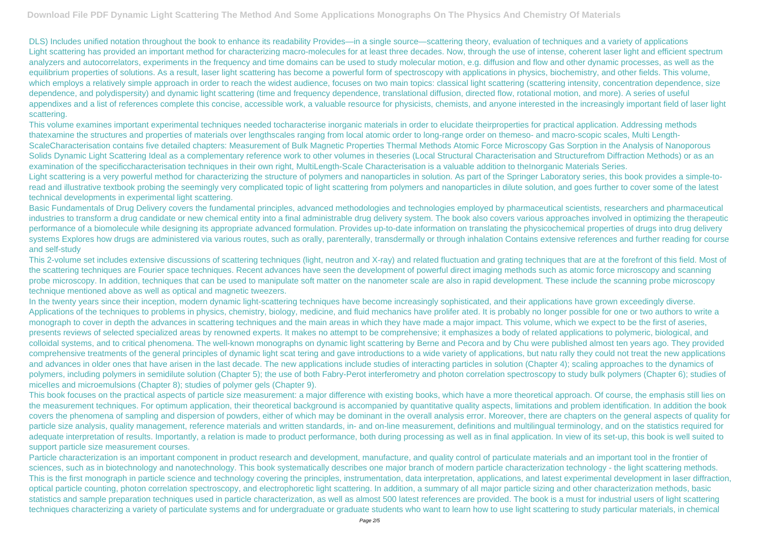DLS) Includes unified notation throughout the book to enhance its readability Provides—in a single source—scattering theory, evaluation of techniques and a variety of applications

Light scattering has provided an important method for characterizing macro-molecules for at least three decades. Now, through the use of intense, coherent laser light and efficient spectrum analyzers and autocorrelators, experiments in the frequency and time domains can be used to study molecular motion, e.g. diffusion and flow and other dynamic processes, as well as the equilibrium properties of solutions. As a result, laser light scattering has become a powerful form of spectroscopy with applications in physics, biochemistry, and other fields. This volume, which employs a relatively simple approach in order to reach the widest audience, focuses on two main topics: classical light scattering (scattering intensity, concentration dependence, size dependence, and polydispersity) and dynamic light scattering (time and frequency dependence, translational diffusion, directed flow, rotational motion, and more). A series of useful appendixes and a list of references complete this concise, accessible work, a valuable resource for physicists, chemists, and anyone interested in the increasingly important field of laser light scattering.

This volume examines important experimental techniques needed tocharacterise inorganic materials in order to elucidate theirproperties for practical application. Addressing methods thatexamine the structures and properties of materials over lengthscales ranging from local atomic order to long-range order on themeso- and macro-scopic scales, Multi Length-ScaleCharacterisation contains five detailed chapters: Measurement of Bulk Magnetic Properties Thermal Methods Atomic Force Microscopy Gas Sorption in the Analysis of Nanoporous Solids Dynamic Light Scattering Ideal as a complementary reference work to other volumes in theseries (Local Structural Characterisation and Structurefrom Diffraction Methods) or as an examination of the specificcharacterisation techniques in their own right, MultiLength-Scale Characterisation is a valuable addition to theInorganic Materials Series.

Light scattering is a very powerful method for characterizing the structure of polymers and nanoparticles in solution. As part of the Springer Laboratory series, this book provides a simple-to-read and illustrative textbook probing the seemingly very complicated topic of light scattering from polymers and nanoparticles in dilute solution, and goes further to cover some of the latest technical developments in experimental light scattering.

Basic Fundamentals of Drug Delivery covers the fundamental principles, advanced methodologies and technologies employed by pharmaceutical scientists, researchers and pharmaceutical industries to transform a drug candidate or new chemical entity into a final administrable drug delivery system. The book also covers various approaches involved in optimizing the therapeutic performance of a biomolecule while designing its appropriate advanced formulation. Provides up-to-date information on translating the physicochemical properties of drugs into drug delivery systems Explores how drugs are administered via various routes, such as orally, parenterally, transdermally or through inhalation Contains extensive references and further reading for course and self-study

This 2-volume set includes extensive discussions of scattering techniques (light, neutron and X-ray) and related fluctuation and grating techniques that are at the forefront of this field. Most of the scattering techniques are Fourier space techniques. Recent advances have seen the development of powerful direct imaging methods such as atomic force microscopy and scanning probe microscopy. In addition, techniques that can be used to manipulate soft matter on the nanometer scale are also in rapid development. These include the scanning probe microscopy technique mentioned above as well as optical and magnetic tweezers.

In the twenty years since their inception, modern dynamic light-scattering techniques have become increasingly sophisticated, and their applications have grown exceedingly diverse. Applications of the techniques to problems in physics, chemistry, biology, medicine, and fluid mechanics have prolifer ated. It is probably no longer possible for one or two authors to write a monograph to cover in depth the advances in scattering techniques and the main areas in which they have made a major impact. This volume, which we expect to be the first of aseries, presents reviews of selected specialized areas by renowned experts. It makes no attempt to be comprehensive; it emphasizes a body of related applications to polymeric, biological, and colloidal systems, and to critical phenomena. The well-known monographs on dynamic light scattering by Berne and Pecora and by Chu were published almost ten years ago. They provided comprehensive treatments of the general principles of dynamic light scat tering and gave introductions to a wide variety of applications, but natu rally they could not treat the new applications and advances in older ones that have arisen in the last decade. The new applications include studies of interacting particles in solution (Chapter 4); scaling approaches to the dynamics of polymers, including polymers in semidilute solution (Chapter 5); the use of both Fabry-Perot interferometry and photon correlation spectroscopy to study bulk polymers (Chapter 6); studies of micelles and microemulsions (Chapter 8); studies of polymer gels (Chapter 9).

This book focuses on the practical aspects of particle size measurement: a major difference with existing books, which have a more theoretical approach. Of course, the emphasis still lies on the measurement techniques. For optimum application, their theoretical background is accompanied by quantitative quality aspects, limitations and problem identification. In addition the book covers the phenomena of sampling and dispersion of powders, either of which may be dominant in the overall analysis error. Moreover, there are chapters on the general aspects of quality for particle size analysis, quality management, reference materials and written standards, in- and on-line measurement, definitions and multilingual terminology, and on the statistics required for adequate interpretation of results. Importantly, a relation is made to product performance, both during processing as well as in final application. In view of its set-up, this book is well suited to support particle size measurement courses.

Particle characterization is an important component in product research and development, manufacture, and quality control of particulate materials and an important tool in the frontier of sciences, such as in biotechnology and nanotechnology. This book systematically describes one major branch of modern particle characterization technology - the light scattering methods. This is the first monograph in particle science and technology covering the principles, instrumentation, data interpretation, applications, and latest experimental development in laser diffraction, optical particle counting, photon correlation spectroscopy, and electrophoretic light scattering. In addition, a summary of all major particle sizing and other characterization methods, basic statistics and sample preparation techniques used in particle characterization, as well as almost 500 latest references are provided. The book is a must for industrial users of light scattering techniques characterizing a variety of particulate systems and for undergraduate or graduate students who want to learn how to use light scattering to study particular materials, in chemical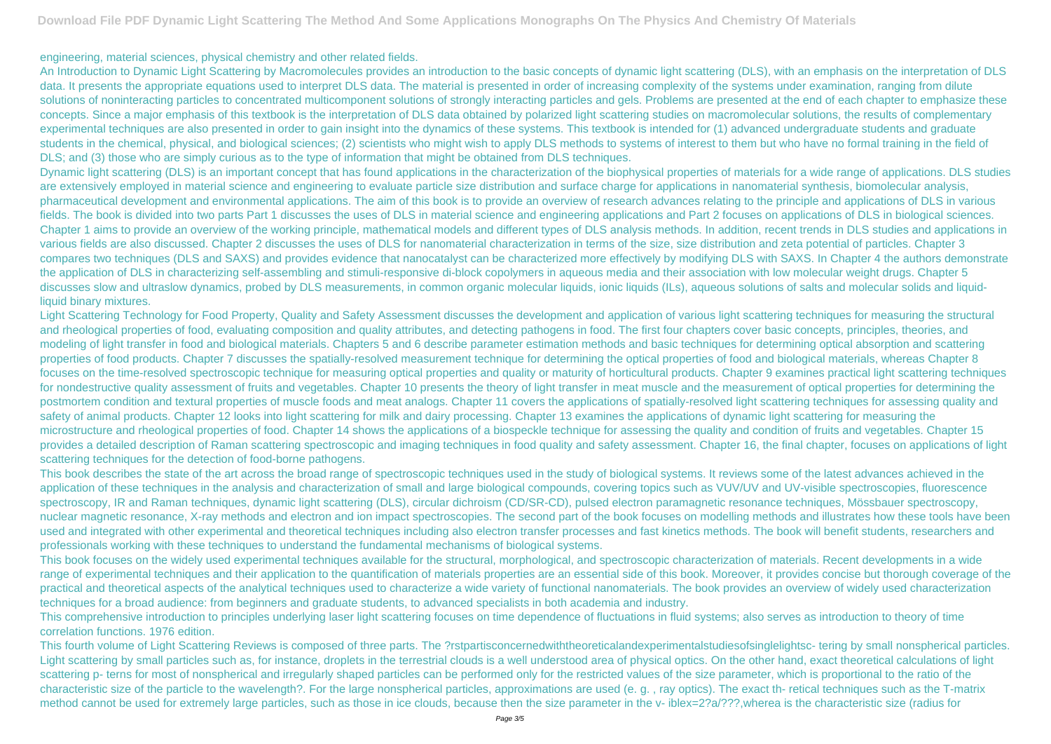engineering, material sciences, physical chemistry and other related fields.

An Introduction to Dynamic Light Scattering by Macromolecules provides an introduction to the basic concepts of dynamic light scattering (DLS), with an emphasis on the interpretation of DLS data. It presents the appropriate equations used to interpret DLS data. The material is presented in order of increasing complexity of the systems under examination, ranging from dilute solutions of noninteracting particles to concentrated multicomponent solutions of strongly interacting particles and gels. Problems are presented at the end of each chapter to emphasize these concepts. Since a major emphasis of this textbook is the interpretation of DLS data obtained by polarized light scattering studies on macromolecular solutions, the results of complementary experimental techniques are also presented in order to gain insight into the dynamics of these systems. This textbook is intended for (1) advanced undergraduate students and graduate students in the chemical, physical, and biological sciences; (2) scientists who might wish to apply DLS methods to systems of interest to them but who have no formal training in the field of DLS; and (3) those who are simply curious as to the type of information that might be obtained from DLS techniques.

Dynamic light scattering (DLS) is an important concept that has found applications in the characterization of the biophysical properties of materials for a wide range of applications. DLS studies are extensively employed in material science and engineering to evaluate particle size distribution and surface charge for applications in nanomaterial synthesis, biomolecular analysis, pharmaceutical development and environmental applications. The aim of this book is to provide an overview of research advances relating to the principle and applications of DLS in various fields. The book is divided into two parts Part 1 discusses the uses of DLS in material science and engineering applications and Part 2 focuses on applications of DLS in biological sciences. Chapter 1 aims to provide an overview of the working principle, mathematical models and different types of DLS analysis methods. In addition, recent trends in DLS studies and applications in various fields are also discussed. Chapter 2 discusses the uses of DLS for nanomaterial characterization in terms of the size, size distribution and zeta potential of particles. Chapter 3 compares two techniques (DLS and SAXS) and provides evidence that nanocatalyst can be characterized more effectively by modifying DLS with SAXS. In Chapter 4 the authors demonstrate the application of DLS in characterizing self-assembling and stimuli-responsive di-block copolymers in aqueous media and their association with low molecular weight drugs. Chapter 5 discusses slow and ultraslow dynamics, probed by DLS measurements, in common organic molecular liquids, ionic liquids (ILs), aqueous solutions of salts and molecular solids and liquid-liquid binary mixtures.

Light Scattering Technology for Food Property, Quality and Safety Assessment discusses the development and application of various light scattering techniques for measuring the structural and rheological properties of food, evaluating composition and quality attributes, and detecting pathogens in food. The first four chapters cover basic concepts, principles, theories, and modeling of light transfer in food and biological materials. Chapters 5 and 6 describe parameter estimation methods and basic techniques for determining optical absorption and scattering properties of food products. Chapter 7 discusses the spatially-resolved measurement technique for determining the optical properties of food and biological materials, whereas Chapter 8 focuses on the time-resolved spectroscopic technique for measuring optical properties and quality or maturity of horticultural products. Chapter 9 examines practical light scattering techniques for nondestructive quality assessment of fruits and vegetables. Chapter 10 presents the theory of light transfer in meat muscle and the measurement of optical properties for determining the postmortem condition and textural properties of muscle foods and meat analogs. Chapter 11 covers the applications of spatially-resolved light scattering techniques for assessing quality and safety of animal products. Chapter 12 looks into light scattering for milk and dairy processing. Chapter 13 examines the applications of dynamic light scattering for measuring the microstructure and rheological properties of food. Chapter 14 shows the applications of a biospeckle technique for assessing the quality and condition of fruits and vegetables. Chapter 15 provides a detailed description of Raman scattering spectroscopic and imaging techniques in food quality and safety assessment. Chapter 16, the final chapter, focuses on applications of light scattering techniques for the detection of food-borne pathogens.

This book describes the state of the art across the broad range of spectroscopic techniques used in the study of biological systems. It reviews some of the latest advances achieved in the application of these techniques in the analysis and characterization of small and large biological compounds, covering topics such as VUV/UV and UV-visible spectroscopies, fluorescence spectroscopy, IR and Raman techniques, dynamic light scattering (DLS), circular dichroism (CD/SR-CD), pulsed electron paramagnetic resonance techniques, Mössbauer spectroscopy, nuclear magnetic resonance, X-ray methods and electron and ion impact spectroscopies. The second part of the book focuses on modelling methods and illustrates how these tools have been used and integrated with other experimental and theoretical techniques including also electron transfer processes and fast kinetics methods. The book will benefit students, researchers and professionals working with these techniques to understand the fundamental mechanisms of biological systems.

This book focuses on the widely used experimental techniques available for the structural, morphological, and spectroscopic characterization of materials. Recent developments in a wide range of experimental techniques and their application to the quantification of materials properties are an essential side of this book. Moreover, it provides concise but thorough coverage of the practical and theoretical aspects of the analytical techniques used to characterize a wide variety of functional nanomaterials. The book provides an overview of widely used characterization techniques for a broad audience: from beginners and graduate students, to advanced specialists in both academia and industry.

This comprehensive introduction to principles underlying laser light scattering focuses on time dependence of fluctuations in fluid systems; also serves as introduction to theory of time correlation functions. 1976 edition.

This fourth volume of Light Scattering Reviews is composed of three parts. The ?rstpartisconcernedwiththeoreticalandexperimentalstudiesofsinglelightsc- tering by small nonspherical particles. Light scattering by small particles such as, for instance, droplets in the terrestrial clouds is a well understood area of physical optics. On the other hand, exact theoretical calculations of light scattering p- terns for most of nonspherical and irregularly shaped particles can be performed only for the restricted values of the size parameter, which is proportional to the ratio of the characteristic size of the particle to the wavelength?. For the large nonspherical particles, approximations are used (e. g. , ray optics). The exact th- retical techniques such as the T-matrix method cannot be used for extremely large particles, such as those in ice clouds, because then the size parameter in the v- iblex=2?a/???,wherea is the characteristic size (radius for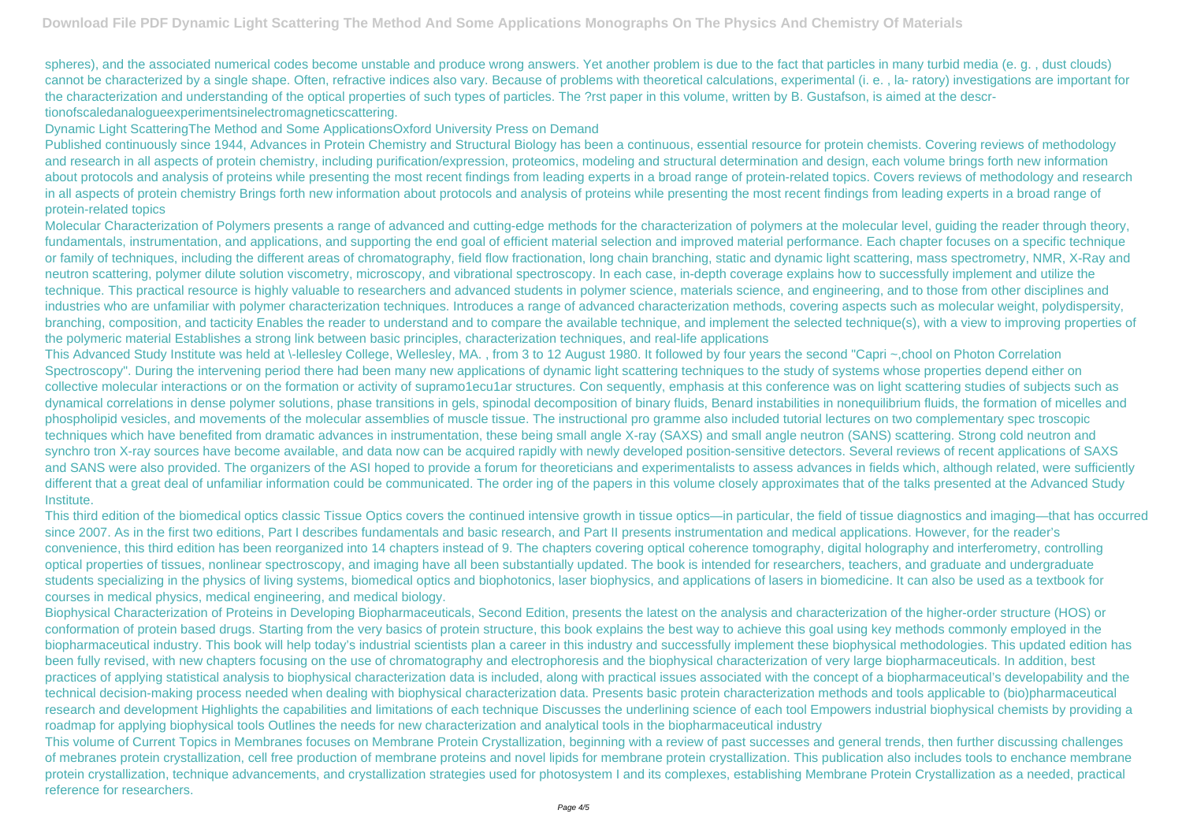spheres), and the associated numerical codes become unstable and produce wrong answers. Yet another problem is due to the fact that particles in many turbid media (e. g. , dust clouds) cannot be characterized by a single shape. Often, refractive indices also vary. Because of problems with theoretical calculations, experimental (i. e. , la- ratory) investigations are important for the characterization and understanding of the optical properties of such types of particles. The ?rst paper in this volume, written by B. Gustafson, is aimed at the descr- tionofscaledanalogueexperimentsinelectromagneticscattering.

Dynamic Light ScatteringThe Method and Some ApplicationsOxford University Press on Demand

Published continuously since 1944, Advances in Protein Chemistry and Structural Biology has been a continuous, essential resource for protein chemists. Covering reviews of methodology and research in all aspects of protein chemistry, including purification/expression, proteomics, modeling and structural determination and design, each volume brings forth new information about protocols and analysis of proteins while presenting the most recent findings from leading experts in a broad range of protein-related topics. Covers reviews of methodology and research in all aspects of protein chemistry Brings forth new information about protocols and analysis of proteins while presenting the most recent findings from leading experts in a broad range of protein-related topics

Molecular Characterization of Polymers presents a range of advanced and cutting-edge methods for the characterization of polymers at the molecular level, guiding the reader through theory, fundamentals, instrumentation, and applications, and supporting the end goal of efficient material selection and improved material performance. Each chapter focuses on a specific technique or family of techniques, including the different areas of chromatography, field flow fractionation, long chain branching, static and dynamic light scattering, mass spectrometry, NMR, X-Ray and neutron scattering, polymer dilute solution viscometry, microscopy, and vibrational spectroscopy. In each case, in-depth coverage explains how to successfully implement and utilize the technique. This practical resource is highly valuable to researchers and advanced students in polymer science, materials science, and engineering, and to those from other disciplines and industries who are unfamiliar with polymer characterization techniques. Introduces a range of advanced characterization methods, covering aspects such as molecular weight, polydispersity, branching, composition, and tacticity Enables the reader to understand and to compare the available technique, and implement the selected technique(s), with a view to improving properties of the polymeric material Establishes a strong link between basic principles, characterization techniques, and real-life applications

This Advanced Study Institute was held at \-lellesley College, Wellesley, MA. , from 3 to 12 August 1980. It followed by four years the second "Capri ~,chool on Photon Correlation Spectroscopy". During the intervening period there had been many new applications of dynamic light scattering techniques to the study of systems whose properties depend either on collective molecular interactions or on the formation or activity of supramo1ecu1ar structures. Con sequently, emphasis at this conference was on light scattering studies of subjects such as dynamical correlations in dense polymer solutions, phase transitions in gels, spinodal decomposition of binary fluids, Benard instabilities in nonequilibrium fluids, the formation of micelles and phospholipid vesicles, and movements of the molecular assemblies of muscle tissue. The instructional pro gramme also included tutorial lectures on two complementary spec troscopic techniques which have benefited from dramatic advances in instrumentation, these being small angle X-ray (SAXS) and small angle neutron (SANS) scattering. Strong cold neutron and synchro tron X-ray sources have become available, and data now can be acquired rapidly with newly developed position-sensitive detectors. Several reviews of recent applications of SAXS and SANS were also provided. The organizers of the ASI hoped to provide a forum for theoreticians and experimentalists to assess advances in fields which, although related, were sufficiently different that a great deal of unfamiliar information could be communicated. The order ing of the papers in this volume closely approximates that of the talks presented at the Advanced Study Institute.

This third edition of the biomedical optics classic Tissue Optics covers the continued intensive growth in tissue optics—in particular, the field of tissue diagnostics and imaging—that has occurred since 2007. As in the first two editions, Part I describes fundamentals and basic research, and Part II presents instrumentation and medical applications. However, for the reader's convenience, this third edition has been reorganized into 14 chapters instead of 9. The chapters covering optical coherence tomography, digital holography and interferometry, controlling optical properties of tissues, nonlinear spectroscopy, and imaging have all been substantially updated. The book is intended for researchers, teachers, and graduate and undergraduate students specializing in the physics of living systems, biomedical optics and biophotonics, laser biophysics, and applications of lasers in biomedicine. It can also be used as a textbook for courses in medical physics, medical engineering, and medical biology.

Biophysical Characterization of Proteins in Developing Biopharmaceuticals, Second Edition, presents the latest on the analysis and characterization of the higher-order structure (HOS) or conformation of protein based drugs. Starting from the very basics of protein structure, this book explains the best way to achieve this goal using key methods commonly employed in the biopharmaceutical industry. This book will help today's industrial scientists plan a career in this industry and successfully implement these biophysical methodologies. This updated edition has been fully revised, with new chapters focusing on the use of chromatography and electrophoresis and the biophysical characterization of very large biopharmaceuticals. In addition, best practices of applying statistical analysis to biophysical characterization data is included, along with practical issues associated with the concept of a biopharmaceutical's developability and the technical decision-making process needed when dealing with biophysical characterization data. Presents basic protein characterization methods and tools applicable to (bio)pharmaceutical research and development Highlights the capabilities and limitations of each technique Discusses the underlining science of each tool Empowers industrial biophysical chemists by providing a roadmap for applying biophysical tools Outlines the needs for new characterization and analytical tools in the biopharmaceutical industry

This volume of Current Topics in Membranes focuses on Membrane Protein Crystallization, beginning with a review of past successes and general trends, then further discussing challenges of mebranes protein crystallization, cell free production of membrane proteins and novel lipids for membrane protein crystallization. This publication also includes tools to enchance membrane protein crystallization, technique advancements, and crystallization strategies used for photosystem I and its complexes, establishing Membrane Protein Crystallization as a needed, practical reference for researchers.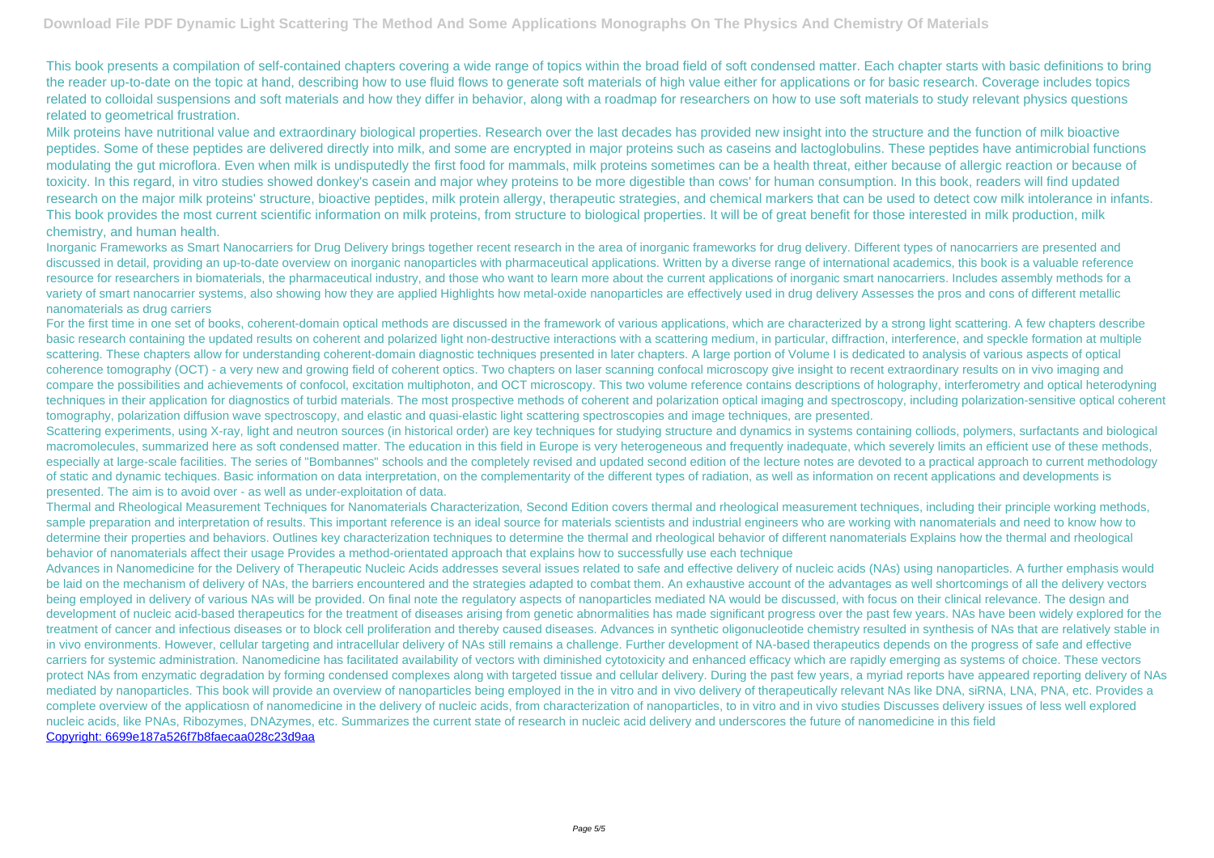This book presents a compilation of self-contained chapters covering a wide range of topics within the broad field of soft condensed matter. Each chapter starts with basic definitions to bring the reader up-to-date on the topic at hand, describing how to use fluid flows to generate soft materials of high value either for applications or for basic research. Coverage includes topics related to colloidal suspensions and soft materials and how they differ in behavior, along with a roadmap for researchers on how to use soft materials to study relevant physics questions related to geometrical frustration.

Milk proteins have nutritional value and extraordinary biological properties. Research over the last decades has provided new insight into the structure and the function of milk bioactive peptides. Some of these peptides are delivered directly into milk, and some are encrypted in major proteins such as caseins and lactoglobulins. These peptides have antimicrobial functions modulating the gut microflora. Even when milk is undisputedly the first food for mammals, milk proteins sometimes can be a health threat, either because of allergic reaction or because of toxicity. In this regard, in vitro studies showed donkey's casein and major whey proteins to be more digestible than cows' for human consumption. In this book, readers will find updated research on the major milk proteins' structure, bioactive peptides, milk protein allergy, therapeutic strategies, and chemical markers that can be used to detect cow milk intolerance in infants. This book provides the most current scientific information on milk proteins, from structure to biological properties. It will be of great benefit for those interested in milk production, milk chemistry, and human health.

Inorganic Frameworks as Smart Nanocarriers for Drug Delivery brings together recent research in the area of inorganic frameworks for drug delivery. Different types of nanocarriers are presented and discussed in detail, providing an up-to-date overview on inorganic nanoparticles with pharmaceutical applications. Written by a diverse range of international academics, this book is a valuable reference resource for researchers in biomaterials, the pharmaceutical industry, and those who want to learn more about the current applications of inorganic smart nanocarriers. Includes assembly methods for a variety of smart nanocarrier systems, also showing how they are applied Highlights how metal-oxide nanoparticles are effectively used in drug delivery Assesses the pros and cons of different metallic nanomaterials as drug carriers

For the first time in one set of books, coherent-domain optical methods are discussed in the framework of various applications, which are characterized by a strong light scattering. A few chapters describe basic research containing the updated results on coherent and polarized light non-destructive interactions with a scattering medium, in particular, diffraction, interference, and speckle formation at multiple scattering. These chapters allow for understanding coherent-domain diagnostic techniques presented in later chapters. A large portion of Volume I is dedicated to analysis of various aspects of optical coherence tomography (OCT) - a very new and growing field of coherent optics. Two chapters on laser scanning confocal microscopy give insight to recent extraordinary results on in vivo imaging and compare the possibilities and achievements of confocal, excitation multiphoton, and OCT microscopy. This two volume reference contains descriptions of holography, interferometry and optical heterodyning techniques in their application for diagnostics of turbid materials. The most prospective methods of coherent and polarization optical imaging and spectroscopy, including polarization-sensitive optical coherent tomography, polarization diffusion wave spectroscopy, and elastic and quasi-elastic light scattering spectroscopies and image techniques, are presented.

Scattering experiments, using X-ray, light and neutron sources (in historical order) are key techniques for studying structure and dynamics in systems containing colliods, polymers, surfactants and biological macromolecules, summarized here as soft condensed matter. The education in this field in Europe is very heterogeneous and frequently inadequate, which severely limits an efficient use of these methods, especially at large-scale facilities. The series of "Bombannes" schools and the completely revised and updated second edition of the lecture notes are devoted to a practical approach to current methodology of static and dynamic techiques. Basic information on data interpretation, on the complementarity of the different types of radiation, as well as information on recent applications and developments is presented. The aim is to avoid over - as well as under-exploitation of data.

Thermal and Rheological Measurement Techniques for Nanomaterials Characterization, Second Edition covers thermal and rheological measurement techniques, including their principle working methods, sample preparation and interpretation of results. This important reference is an ideal source for materials scientists and industrial engineers who are working with nanomaterials and need to know how to determine their properties and behaviors. Outlines key characterization techniques to determine the thermal and rheological behavior of different nanomaterials Explains how the thermal and rheological behavior of nanomaterials affect their usage Provides a method-orientated approach that explains how to successfully use each technique

Advances in Nanomedicine for the Delivery of Therapeutic Nucleic Acids addresses several issues related to safe and effective delivery of nucleic acids (NAs) using nanoparticles. A further emphasis would be laid on the mechanism of delivery of NAs, the barriers encountered and the strategies adapted to combat them. An exhaustive account of the advantages as well shortcomings of all the delivery vectors being employed in delivery of various NAs will be provided. On final note the regulatory aspects of nanoparticles mediated NA would be discussed, with focus on their clinical relevance. The design and development of nucleic acid-based therapeutics for the treatment of diseases arising from genetic abnormalities has made significant progress over the past few years. NAs have been widely explored for the treatment of cancer and infectious diseases or to block cell proliferation and thereby caused diseases. Advances in synthetic oligonucleotide chemistry resulted in synthesis of NAs that are relatively stable in in vivo environments. However, cellular targeting and intracellular delivery of NAs still remains a challenge. Further development of NA-based therapeutics depends on the progress of safe and effective carriers for systemic administration. Nanomedicine has facilitated availability of vectors with diminished cytotoxicity and enhanced efficacy which are rapidly emerging as systems of choice. These vectors protect NAs from enzymatic degradation by forming condensed complexes along with targeted tissue and cellular delivery. During the past few years, a myriad reports have appeared reporting delivery of NAs mediated by nanoparticles. This book will provide an overview of nanoparticles being employed in the in vitro and in vivo delivery of therapeutically relevant NAs like DNA, siRNA, LNA, PNA, etc. Provides a complete overview of the applicatiosn of nanomedicine in the delivery of nucleic acids, from characterization of nanoparticles, to in vitro and in vivo studies Discusses delivery issues of less well explored nucleic acids, like PNAs, Ribozymes, DNAzymes, etc. Summarizes the current state of research in nucleic acid delivery and underscores the future of nanomedicine in this field

Copyright: 6699e187a526f7b8faecaa028c23d9aa